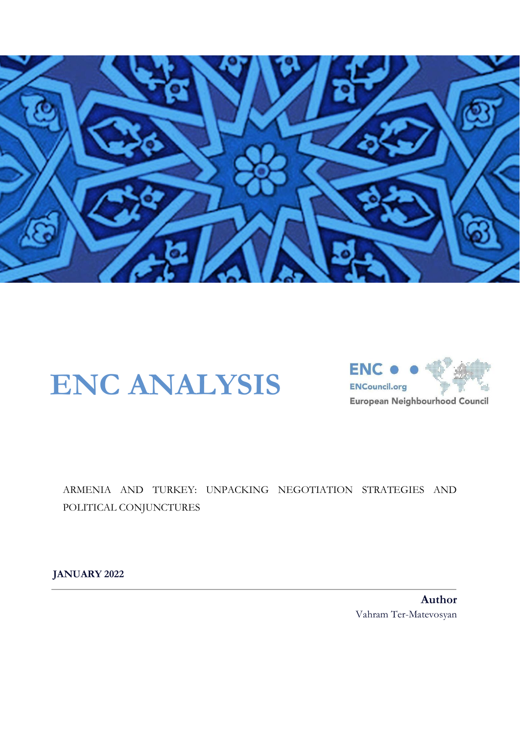# ENC ANALYSIS

ENC
ENCouncil.org
European Neighbourhood Council

ARMENIA AND TURKEY: UNPACKING NEGOTIATION STRATEGIES AND POLITICAL CONJUNCTURES

**JANUARY 2022**

**Author**
Vahram Ter-Matevosyan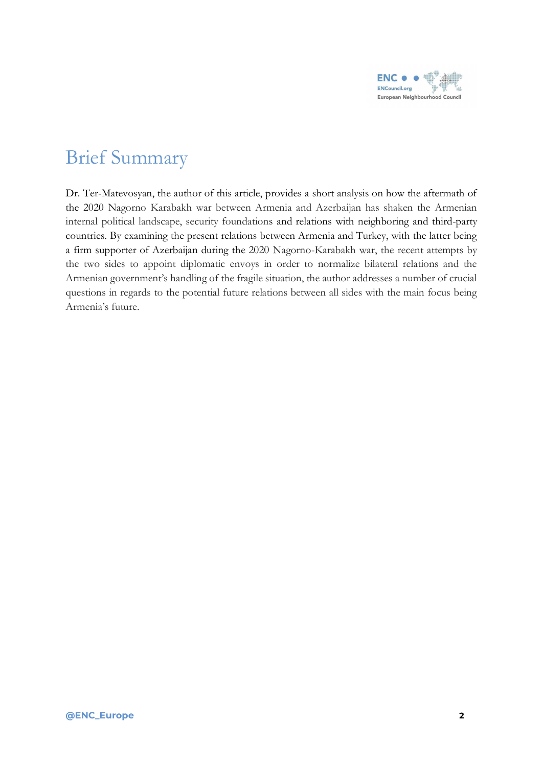# Brief Summary

Dr. Ter-Matevosyan, the author of this article, provides a short analysis on how the aftermath of the 2020 Nagorno Karabakh war between Armenia and Azerbaijan has shaken the Armenian internal political landscape, security foundations and relations with neighboring and third-party countries. By examining the present relations between Armenia and Turkey, with the latter being a firm supporter of Azerbaijan during the 2020 Nagorno-Karabakh war, the recent attempts by the two sides to appoint diplomatic envoys in order to normalize bilateral relations and the Armenian government's handling of the fragile situation, the author addresses a number of crucial questions in regards to the potential future relations between all sides with the main focus being Armenia's future.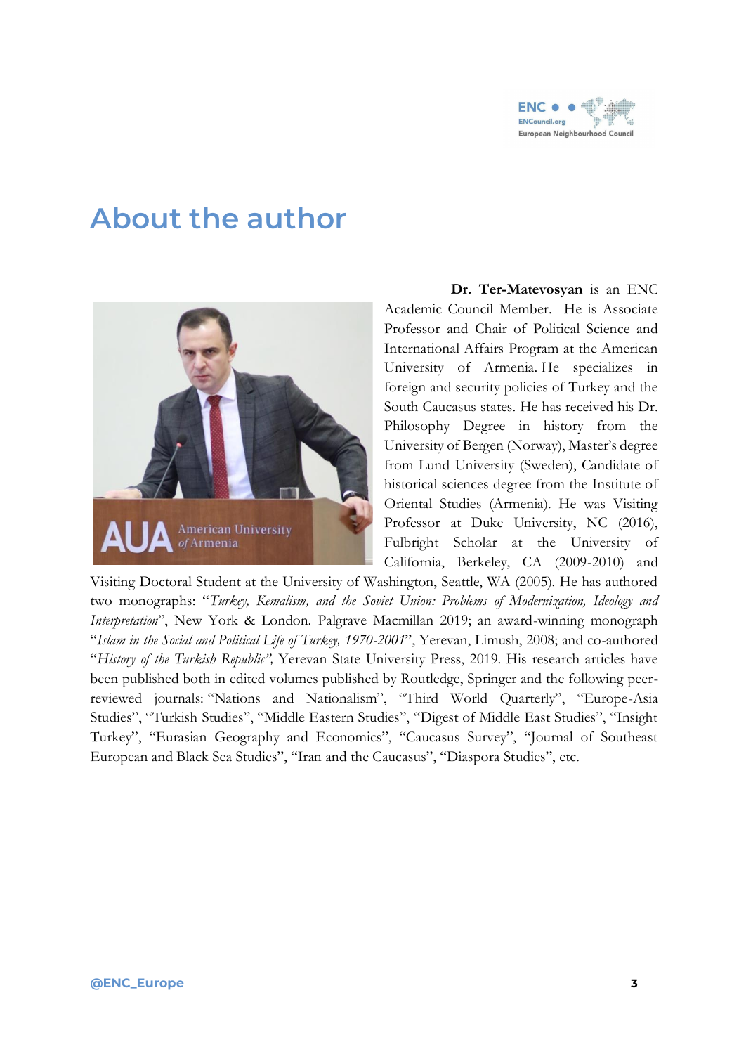# About the author

**Dr. Ter-Matevosyan** is an ENC Academic Council Member. He is Associate Professor and Chair of Political Science and International Affairs Program at the American University of Armenia. He specializes in foreign and security policies of Turkey and the South Caucasus states. He has received his Dr. Philosophy Degree in history from the University of Bergen (Norway), Master's degree from Lund University (Sweden), Candidate of historical sciences degree from the Institute of Oriental Studies (Armenia). He was Visiting Professor at Duke University, NC (2016), Fulbright Scholar at the University of California, Berkeley, CA (2009-2010) and Visiting Doctoral Student at the University of Washington, Seattle, WA (2005). He has authored two monographs: "*Turkey, Kemalism, and the Soviet Union: Problems of Modernization, Ideology and Interpretation*", New York & London. Palgrave Macmillan 2019; an award-winning monograph "*Islam in the Social and Political Life of Turkey, 1970-2001*", Yerevan, Limush, 2008; and co-authored "*History of the Turkish Republic",* Yerevan State University Press, 2019. His research articles have been published both in edited volumes published by Routledge, Springer and the following peer-reviewed journals: "Nations and Nationalism", "Third World Quarterly", "Europe-Asia Studies", "Turkish Studies", "Middle Eastern Studies", "Digest of Middle East Studies", "Insight Turkey", "Eurasian Geography and Economics", "Caucasus Survey", "Journal of Southeast European and Black Sea Studies", "Iran and the Caucasus", "Diaspora Studies", etc.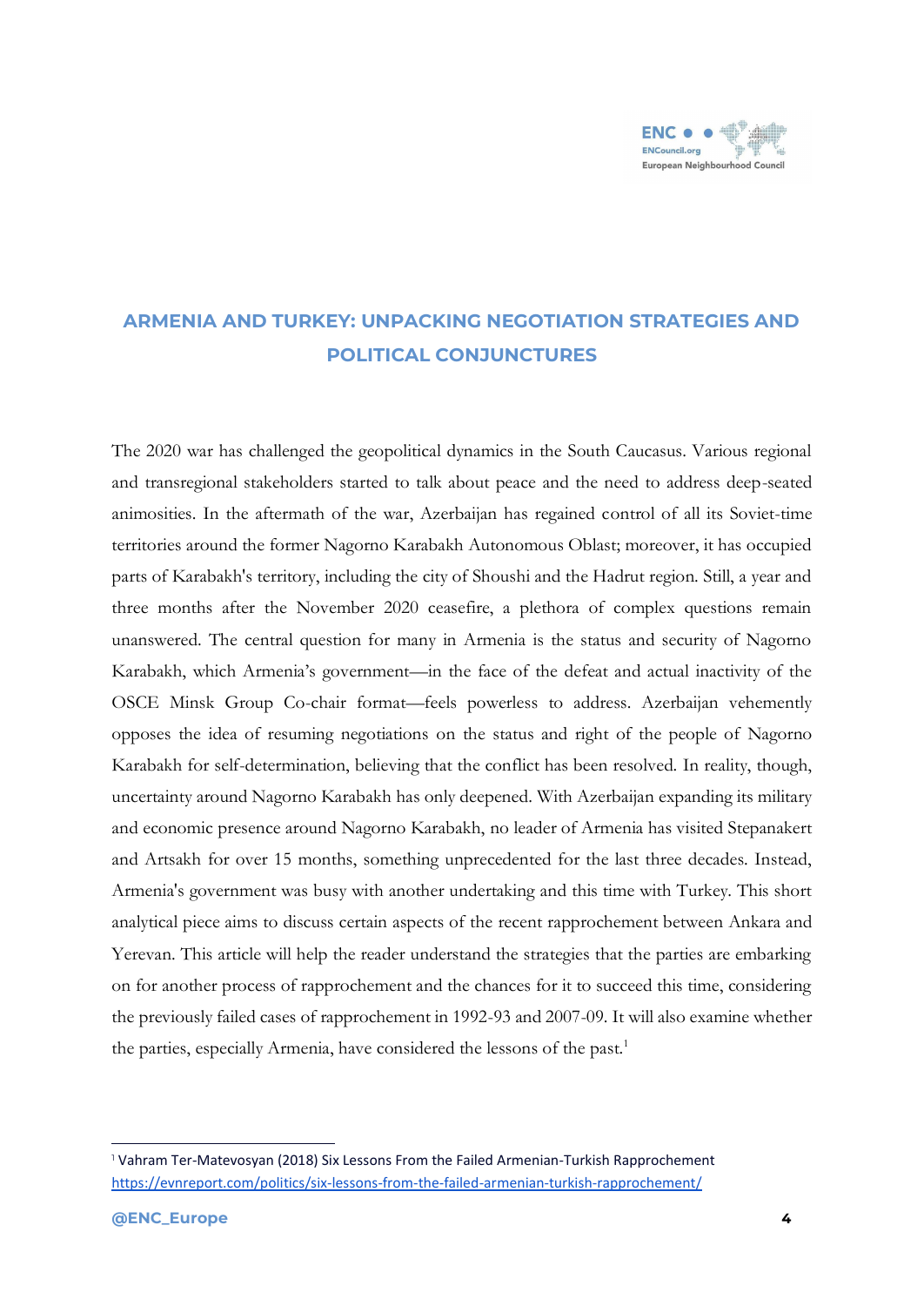## ARMENIA AND TURKEY: UNPACKING NEGOTIATION STRATEGIES AND POLITICAL CONJUNCTURES

The 2020 war has challenged the geopolitical dynamics in the South Caucasus. Various regional and transregional stakeholders started to talk about peace and the need to address deep-seated animosities. In the aftermath of the war, Azerbaijan has regained control of all its Soviet-time territories around the former Nagorno Karabakh Autonomous Oblast; moreover, it has occupied parts of Karabakh's territory, including the city of Shoushi and the Hadrut region. Still, a year and three months after the November 2020 ceasefire, a plethora of complex questions remain unanswered. The central question for many in Armenia is the status and security of Nagorno Karabakh, which Armenia's government—in the face of the defeat and actual inactivity of the OSCE Minsk Group Co-chair format—feels powerless to address. Azerbaijan vehemently opposes the idea of resuming negotiations on the status and right of the people of Nagorno Karabakh for self-determination, believing that the conflict has been resolved. In reality, though, uncertainty around Nagorno Karabakh has only deepened. With Azerbaijan expanding its military and economic presence around Nagorno Karabakh, no leader of Armenia has visited Stepanakert and Artsakh for over 15 months, something unprecedented for the last three decades. Instead, Armenia's government was busy with another undertaking and this time with Turkey. This short analytical piece aims to discuss certain aspects of the recent rapprochement between Ankara and Yerevan. This article will help the reader understand the strategies that the parties are embarking on for another process of rapprochement and the chances for it to succeed this time, considering the previously failed cases of rapprochement in 1992-93 and 2007-09. It will also examine whether the parties, especially Armenia, have considered the lessons of the past.[1]

---

[1] Vahram Ter-Matevosyan (2018) Six Lessons From the Failed Armenian-Turkish Rapprochement https://evnreport.com/politics/six-lessons-from-the-failed-armenian-turkish-rapprochement/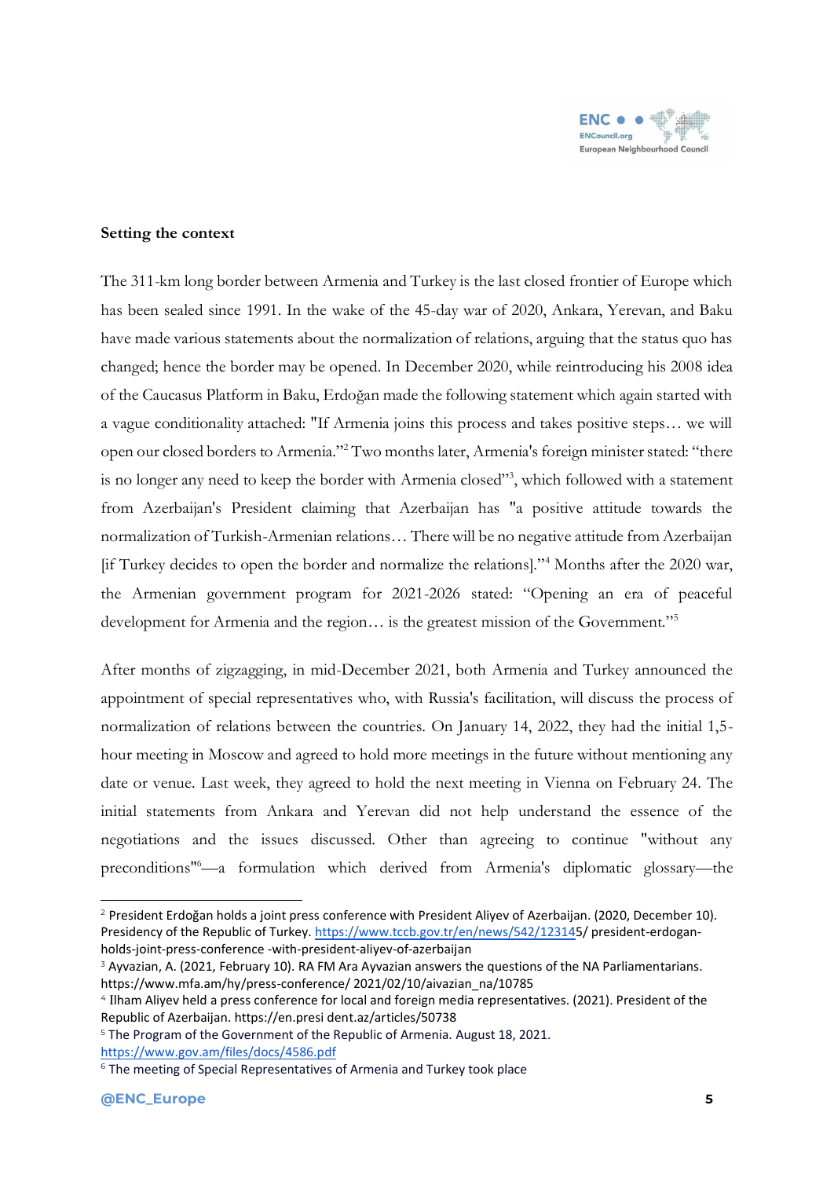**Setting the context**

The 311-km long border between Armenia and Turkey is the last closed frontier of Europe which has been sealed since 1991. In the wake of the 45-day war of 2020, Ankara, Yerevan, and Baku have made various statements about the normalization of relations, arguing that the status quo has changed; hence the border may be opened. In December 2020, while reintroducing his 2008 idea of the Caucasus Platform in Baku, Erdoğan made the following statement which again started with a vague conditionality attached: "If Armenia joins this process and takes positive steps… we will open our closed borders to Armenia."[2] Two months later, Armenia's foreign minister stated: "there is no longer any need to keep the border with Armenia closed"[3], which followed with a statement from Azerbaijan's President claiming that Azerbaijan has "a positive attitude towards the normalization of Turkish-Armenian relations… There will be no negative attitude from Azerbaijan [if Turkey decides to open the border and normalize the relations]."[4] Months after the 2020 war, the Armenian government program for 2021-2026 stated: "Opening an era of peaceful development for Armenia and the region… is the greatest mission of the Government."[5]

After months of zigzagging, in mid-December 2021, both Armenia and Turkey announced the appointment of special representatives who, with Russia's facilitation, will discuss the process of normalization of relations between the countries. On January 14, 2022, they had the initial 1,5-hour meeting in Moscow and agreed to hold more meetings in the future without mentioning any date or venue. Last week, they agreed to hold the next meeting in Vienna on February 24. The initial statements from Ankara and Yerevan did not help understand the essence of the negotiations and the issues discussed. Other than agreeing to continue "without any preconditions"[6]—a formulation which derived from Armenia's diplomatic glossary—the

---

[2] President Erdoğan holds a joint press conference with President Aliyev of Azerbaijan. (2020, December 10). Presidency of the Republic of Turkey. https://www.tccb.gov.tr/en/news/542/123145/ president-erdogan-holds-joint-press-conference -with-president-aliyev-of-azerbaijan

[3] Ayvazian, A. (2021, February 10). RA FM Ara Ayvazian answers the questions of the NA Parliamentarians. https://www.mfa.am/hy/press-conference/ 2021/02/10/aivazian_na/10785

[4] Ilham Aliyev held a press conference for local and foreign media representatives. (2021). President of the Republic of Azerbaijan. https://en.presi dent.az/articles/50738

[5] The Program of the Government of the Republic of Armenia. August 18, 2021. https://www.gov.am/files/docs/4586.pdf

[6] The meeting of Special Representatives of Armenia and Turkey took place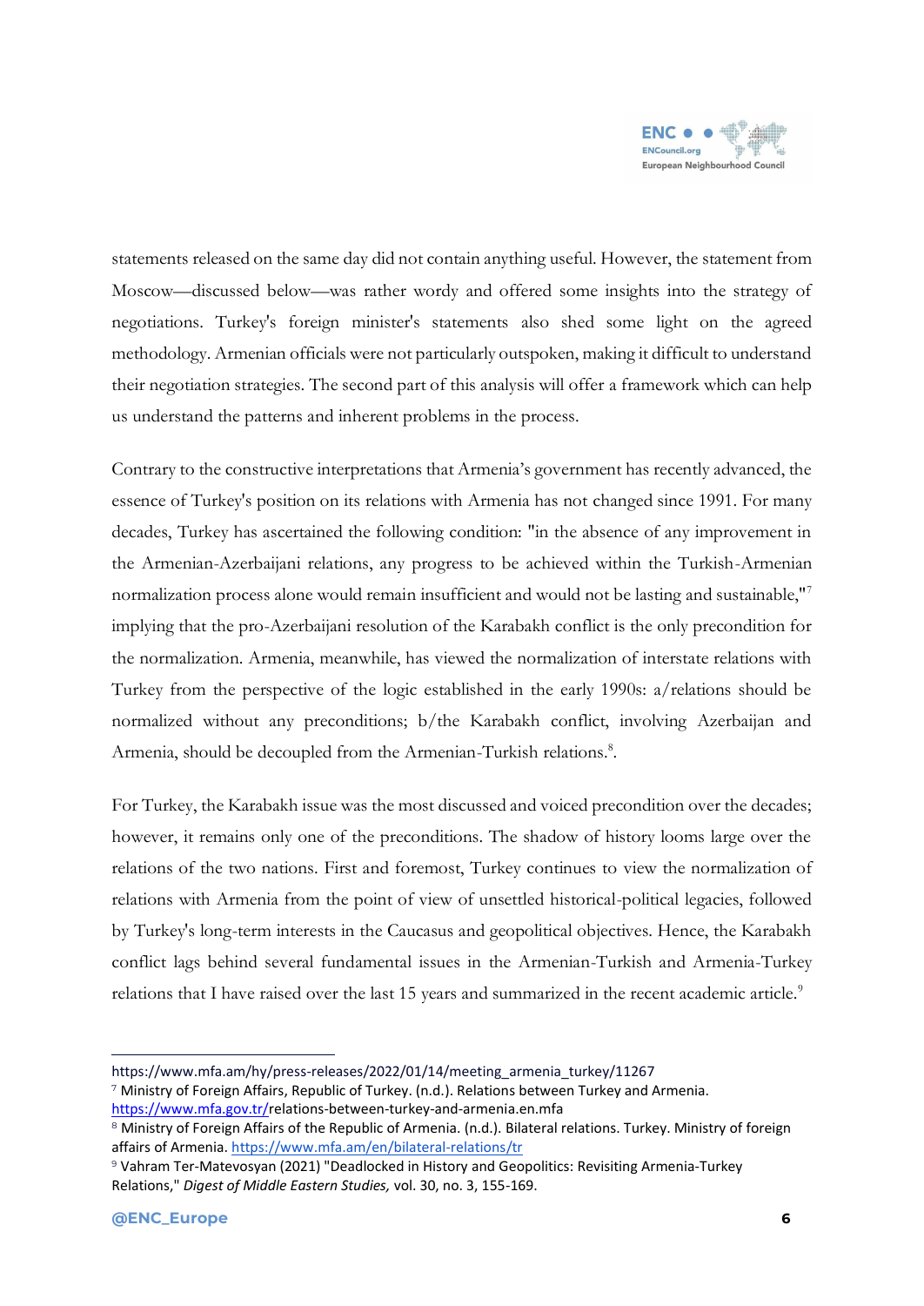statements released on the same day did not contain anything useful. However, the statement from Moscow—discussed below—was rather wordy and offered some insights into the strategy of negotiations. Turkey's foreign minister's statements also shed some light on the agreed methodology. Armenian officials were not particularly outspoken, making it difficult to understand their negotiation strategies. The second part of this analysis will offer a framework which can help us understand the patterns and inherent problems in the process.

Contrary to the constructive interpretations that Armenia's government has recently advanced, the essence of Turkey's position on its relations with Armenia has not changed since 1991. For many decades, Turkey has ascertained the following condition: "in the absence of any improvement in the Armenian-Azerbaijani relations, any progress to be achieved within the Turkish-Armenian normalization process alone would remain insufficient and would not be lasting and sustainable,"[7] implying that the pro-Azerbaijani resolution of the Karabakh conflict is the only precondition for the normalization. Armenia, meanwhile, has viewed the normalization of interstate relations with Turkey from the perspective of the logic established in the early 1990s: a/relations should be normalized without any preconditions; b/the Karabakh conflict, involving Azerbaijan and Armenia, should be decoupled from the Armenian-Turkish relations.[8].

For Turkey, the Karabakh issue was the most discussed and voiced precondition over the decades; however, it remains only one of the preconditions. The shadow of history looms large over the relations of the two nations. First and foremost, Turkey continues to view the normalization of relations with Armenia from the point of view of unsettled historical-political legacies, followed by Turkey's long-term interests in the Caucasus and geopolitical objectives. Hence, the Karabakh conflict lags behind several fundamental issues in the Armenian-Turkish and Armenia-Turkey relations that I have raised over the last 15 years and summarized in the recent academic article.[9]

---

https://www.mfa.am/hy/press-releases/2022/01/14/meeting_armenia_turkey/11267

[7] Ministry of Foreign Affairs, Republic of Turkey. (n.d.). Relations between Turkey and Armenia. https://www.mfa.gov.tr/relations-between-turkey-and-armenia.en.mfa

[8] Ministry of Foreign Affairs of the Republic of Armenia. (n.d.). Bilateral relations. Turkey. Ministry of foreign affairs of Armenia. https://www.mfa.am/en/bilateral-relations/tr

[9] Vahram Ter-Matevosyan (2021) "Deadlocked in History and Geopolitics: Revisiting Armenia-Turkey Relations," *Digest of Middle Eastern Studies,* vol. 30, no. 3, 155-169.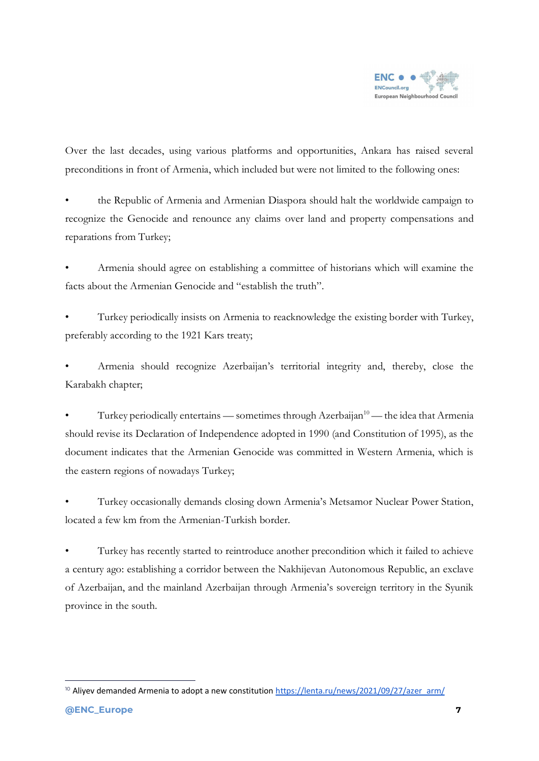Over the last decades, using various platforms and opportunities, Ankara has raised several preconditions in front of Armenia, which included but were not limited to the following ones:

- the Republic of Armenia and Armenian Diaspora should halt the worldwide campaign to recognize the Genocide and renounce any claims over land and property compensations and reparations from Turkey;

- Armenia should agree on establishing a committee of historians which will examine the facts about the Armenian Genocide and "establish the truth".

- Turkey periodically insists on Armenia to reacknowledge the existing border with Turkey, preferably according to the 1921 Kars treaty;

- Armenia should recognize Azerbaijan's territorial integrity and, thereby, close the Karabakh chapter;

- Turkey periodically entertains — sometimes through Azerbaijan[10] — the idea that Armenia should revise its Declaration of Independence adopted in 1990 (and Constitution of 1995), as the document indicates that the Armenian Genocide was committed in Western Armenia, which is the eastern regions of nowadays Turkey;

- Turkey occasionally demands closing down Armenia's Metsamor Nuclear Power Station, located a few km from the Armenian-Turkish border.

- Turkey has recently started to reintroduce another precondition which it failed to achieve a century ago: establishing a corridor between the Nakhijevan Autonomous Republic, an exclave of Azerbaijan, and the mainland Azerbaijan through Armenia's sovereign territory in the Syunik province in the south.

---

[10] Aliyev demanded Armenia to adopt a new constitution https://lenta.ru/news/2021/09/27/azer_arm/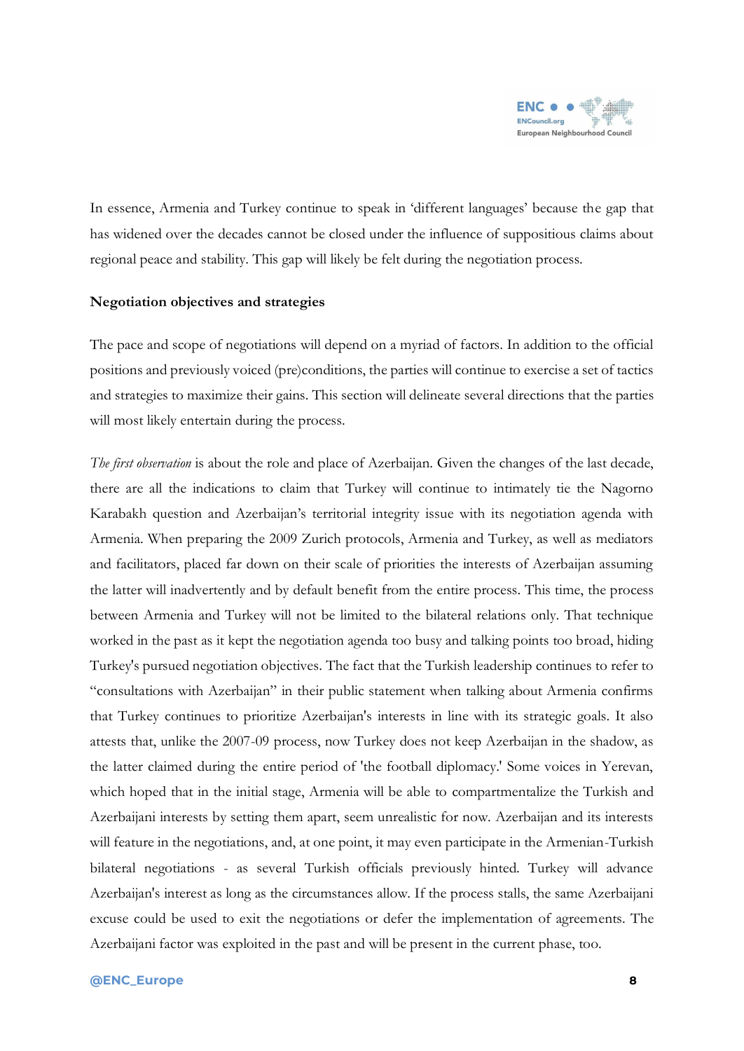In essence, Armenia and Turkey continue to speak in 'different languages' because the gap that has widened over the decades cannot be closed under the influence of suppositious claims about regional peace and stability. This gap will likely be felt during the negotiation process.

**Negotiation objectives and strategies**

The pace and scope of negotiations will depend on a myriad of factors. In addition to the official positions and previously voiced (pre)conditions, the parties will continue to exercise a set of tactics and strategies to maximize their gains. This section will delineate several directions that the parties will most likely entertain during the process.

*The first observation* is about the role and place of Azerbaijan. Given the changes of the last decade, there are all the indications to claim that Turkey will continue to intimately tie the Nagorno Karabakh question and Azerbaijan's territorial integrity issue with its negotiation agenda with Armenia. When preparing the 2009 Zurich protocols, Armenia and Turkey, as well as mediators and facilitators, placed far down on their scale of priorities the interests of Azerbaijan assuming the latter will inadvertently and by default benefit from the entire process. This time, the process between Armenia and Turkey will not be limited to the bilateral relations only. That technique worked in the past as it kept the negotiation agenda too busy and talking points too broad, hiding Turkey's pursued negotiation objectives. The fact that the Turkish leadership continues to refer to "consultations with Azerbaijan" in their public statement when talking about Armenia confirms that Turkey continues to prioritize Azerbaijan's interests in line with its strategic goals. It also attests that, unlike the 2007-09 process, now Turkey does not keep Azerbaijan in the shadow, as the latter claimed during the entire period of 'the football diplomacy.' Some voices in Yerevan, which hoped that in the initial stage, Armenia will be able to compartmentalize the Turkish and Azerbaijani interests by setting them apart, seem unrealistic for now. Azerbaijan and its interests will feature in the negotiations, and, at one point, it may even participate in the Armenian-Turkish bilateral negotiations - as several Turkish officials previously hinted. Turkey will advance Azerbaijan's interest as long as the circumstances allow. If the process stalls, the same Azerbaijani excuse could be used to exit the negotiations or defer the implementation of agreements. The Azerbaijani factor was exploited in the past and will be present in the current phase, too.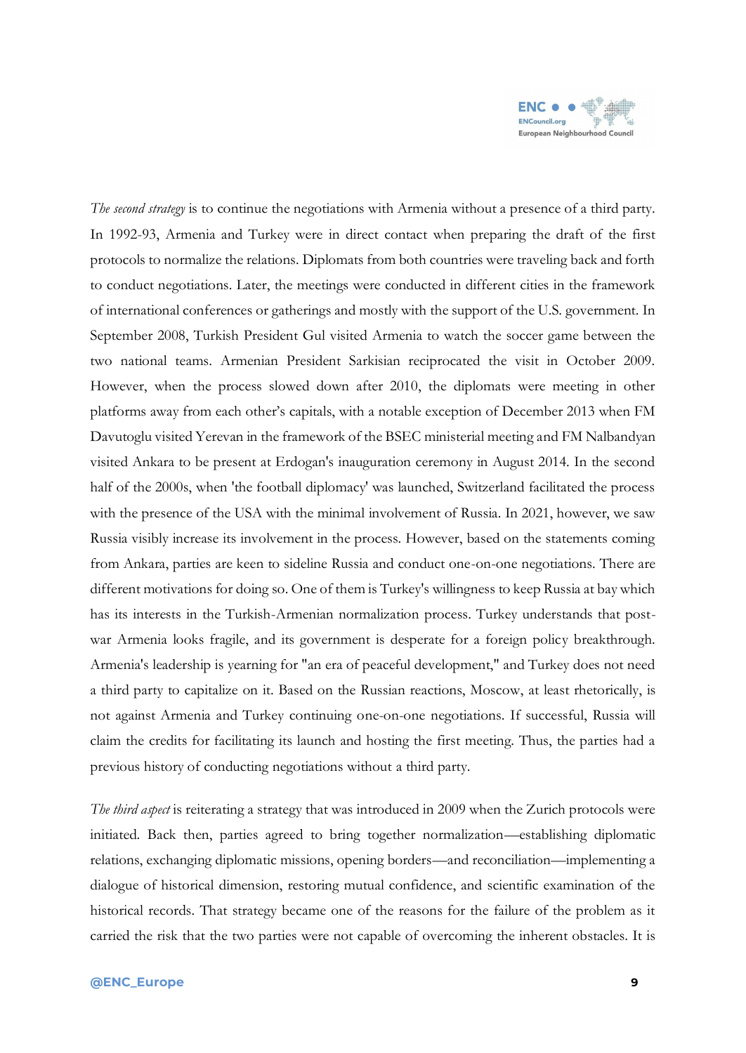*The second strategy* is to continue the negotiations with Armenia without a presence of a third party. In 1992-93, Armenia and Turkey were in direct contact when preparing the draft of the first protocols to normalize the relations. Diplomats from both countries were traveling back and forth to conduct negotiations. Later, the meetings were conducted in different cities in the framework of international conferences or gatherings and mostly with the support of the U.S. government. In September 2008, Turkish President Gul visited Armenia to watch the soccer game between the two national teams. Armenian President Sarkisian reciprocated the visit in October 2009. However, when the process slowed down after 2010, the diplomats were meeting in other platforms away from each other's capitals, with a notable exception of December 2013 when FM Davutoglu visited Yerevan in the framework of the BSEC ministerial meeting and FM Nalbandyan visited Ankara to be present at Erdogan's inauguration ceremony in August 2014. In the second half of the 2000s, when 'the football diplomacy' was launched, Switzerland facilitated the process with the presence of the USA with the minimal involvement of Russia. In 2021, however, we saw Russia visibly increase its involvement in the process. However, based on the statements coming from Ankara, parties are keen to sideline Russia and conduct one-on-one negotiations. There are different motivations for doing so. One of them is Turkey's willingness to keep Russia at bay which has its interests in the Turkish-Armenian normalization process. Turkey understands that post-war Armenia looks fragile, and its government is desperate for a foreign policy breakthrough. Armenia's leadership is yearning for "an era of peaceful development," and Turkey does not need a third party to capitalize on it. Based on the Russian reactions, Moscow, at least rhetorically, is not against Armenia and Turkey continuing one-on-one negotiations. If successful, Russia will claim the credits for facilitating its launch and hosting the first meeting. Thus, the parties had a previous history of conducting negotiations without a third party.

*The third aspect* is reiterating a strategy that was introduced in 2009 when the Zurich protocols were initiated. Back then, parties agreed to bring together normalization—establishing diplomatic relations, exchanging diplomatic missions, opening borders—and reconciliation—implementing a dialogue of historical dimension, restoring mutual confidence, and scientific examination of the historical records. That strategy became one of the reasons for the failure of the problem as it carried the risk that the two parties were not capable of overcoming the inherent obstacles. It is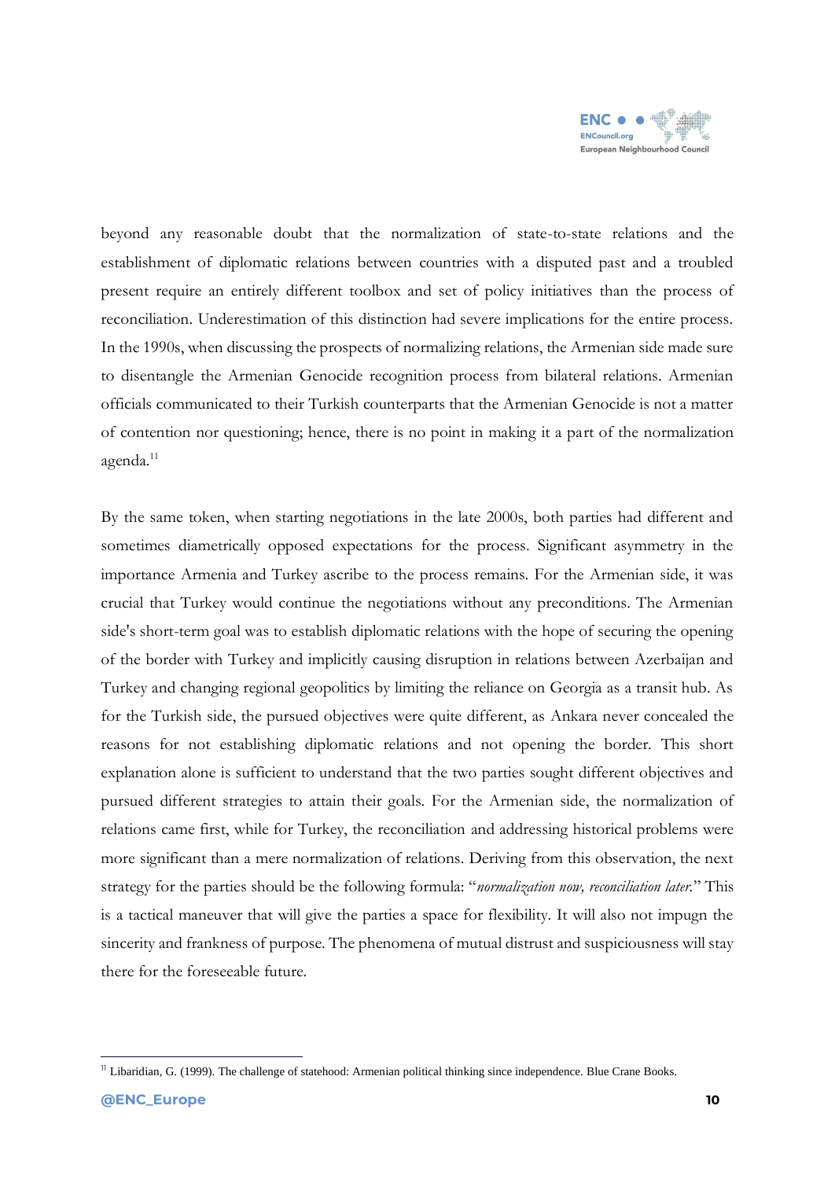beyond any reasonable doubt that the normalization of state-to-state relations and the establishment of diplomatic relations between countries with a disputed past and a troubled present require an entirely different toolbox and set of policy initiatives than the process of reconciliation. Underestimation of this distinction had severe implications for the entire process. In the 1990s, when discussing the prospects of normalizing relations, the Armenian side made sure to disentangle the Armenian Genocide recognition process from bilateral relations. Armenian officials communicated to their Turkish counterparts that the Armenian Genocide is not a matter of contention nor questioning; hence, there is no point in making it a part of the normalization agenda.[11]

By the same token, when starting negotiations in the late 2000s, both parties had different and sometimes diametrically opposed expectations for the process. Significant asymmetry in the importance Armenia and Turkey ascribe to the process remains. For the Armenian side, it was crucial that Turkey would continue the negotiations without any preconditions. The Armenian side's short-term goal was to establish diplomatic relations with the hope of securing the opening of the border with Turkey and implicitly causing disruption in relations between Azerbaijan and Turkey and changing regional geopolitics by limiting the reliance on Georgia as a transit hub. As for the Turkish side, the pursued objectives were quite different, as Ankara never concealed the reasons for not establishing diplomatic relations and not opening the border. This short explanation alone is sufficient to understand that the two parties sought different objectives and pursued different strategies to attain their goals. For the Armenian side, the normalization of relations came first, while for Turkey, the reconciliation and addressing historical problems were more significant than a mere normalization of relations. Deriving from this observation, the next strategy for the parties should be the following formula: "*normalization now, reconciliation later.*" This is a tactical maneuver that will give the parties a space for flexibility. It will also not impugn the sincerity and frankness of purpose. The phenomena of mutual distrust and suspiciousness will stay there for the foreseeable future.

[11] Libaridian, G. (1999). The challenge of statehood: Armenian political thinking since independence. Blue Crane Books.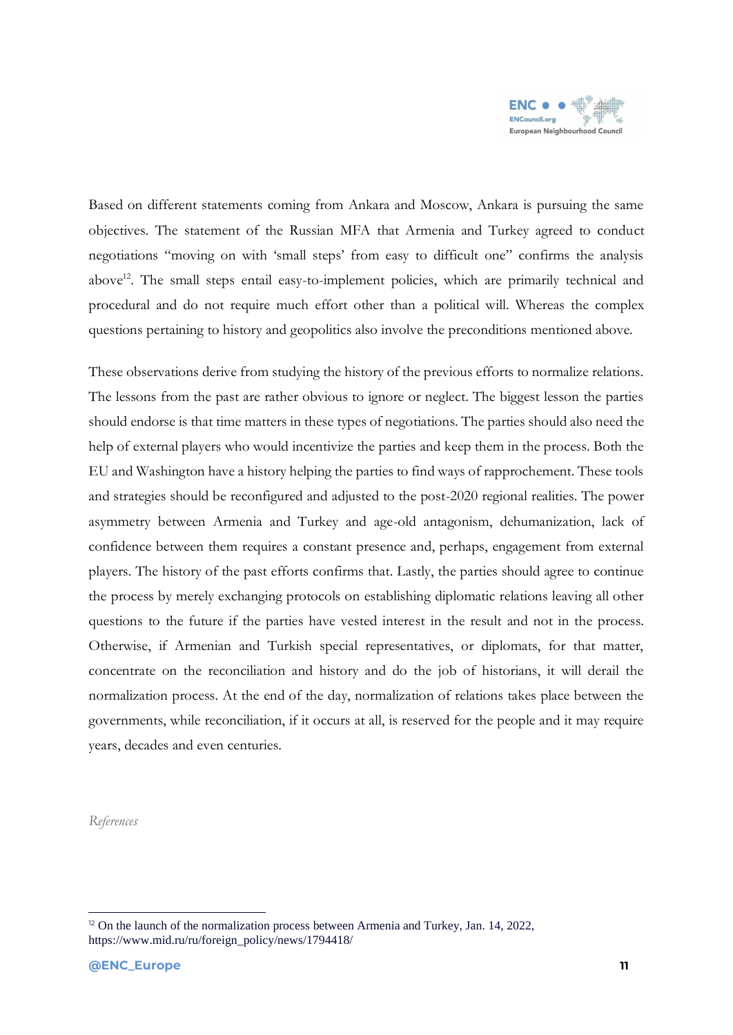Based on different statements coming from Ankara and Moscow, Ankara is pursuing the same objectives. The statement of the Russian MFA that Armenia and Turkey agreed to conduct negotiations "moving on with 'small steps' from easy to difficult one" confirms the analysis above[12]. The small steps entail easy-to-implement policies, which are primarily technical and procedural and do not require much effort other than a political will. Whereas the complex questions pertaining to history and geopolitics also involve the preconditions mentioned above.

These observations derive from studying the history of the previous efforts to normalize relations. The lessons from the past are rather obvious to ignore or neglect. The biggest lesson the parties should endorse is that time matters in these types of negotiations. The parties should also need the help of external players who would incentivize the parties and keep them in the process. Both the EU and Washington have a history helping the parties to find ways of rapprochement. These tools and strategies should be reconfigured and adjusted to the post-2020 regional realities. The power asymmetry between Armenia and Turkey and age-old antagonism, dehumanization, lack of confidence between them requires a constant presence and, perhaps, engagement from external players. The history of the past efforts confirms that. Lastly, the parties should agree to continue the process by merely exchanging protocols on establishing diplomatic relations leaving all other questions to the future if the parties have vested interest in the result and not in the process. Otherwise, if Armenian and Turkish special representatives, or diplomats, for that matter, concentrate on the reconciliation and history and do the job of historians, it will derail the normalization process. At the end of the day, normalization of relations takes place between the governments, while reconciliation, if it occurs at all, is reserved for the people and it may require years, decades and even centuries.

*References*

[12] On the launch of the normalization process between Armenia and Turkey, Jan. 14, 2022, https://www.mid.ru/ru/foreign_policy/news/1794418/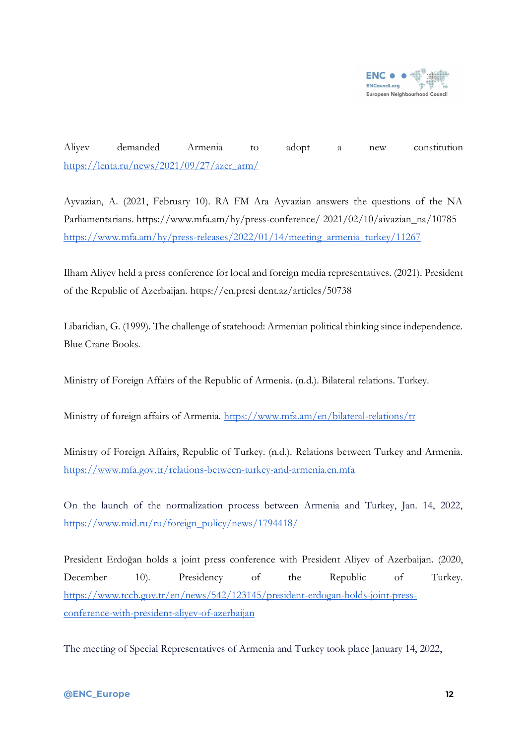Aliyev demanded Armenia to adopt a new constitution https://lenta.ru/news/2021/09/27/azer_arm/

Ayvazian, A. (2021, February 10). RA FM Ara Ayvazian answers the questions of the NA Parliamentarians. https://www.mfa.am/hy/press-conference/ 2021/02/10/aivazian_na/10785 https://www.mfa.am/hy/press-releases/2022/01/14/meeting_armenia_turkey/11267

Ilham Aliyev held a press conference for local and foreign media representatives. (2021). President of the Republic of Azerbaijan. https://en.presi dent.az/articles/50738

Libaridian, G. (1999). The challenge of statehood: Armenian political thinking since independence. Blue Crane Books.

Ministry of Foreign Affairs of the Republic of Armenia. (n.d.). Bilateral relations. Turkey.

Ministry of foreign affairs of Armenia. https://www.mfa.am/en/bilateral-relations/tr

Ministry of Foreign Affairs, Republic of Turkey. (n.d.). Relations between Turkey and Armenia. https://www.mfa.gov.tr/relations-between-turkey-and-armenia.en.mfa

On the launch of the normalization process between Armenia and Turkey, Jan. 14, 2022, https://www.mid.ru/ru/foreign_policy/news/1794418/

President Erdoğan holds a joint press conference with President Aliyev of Azerbaijan. (2020, December 10). Presidency of the Republic of Turkey. https://www.tccb.gov.tr/en/news/542/123145/president-erdogan-holds-joint-press-conference-with-president-aliyev-of-azerbaijan

The meeting of Special Representatives of Armenia and Turkey took place January 14, 2022,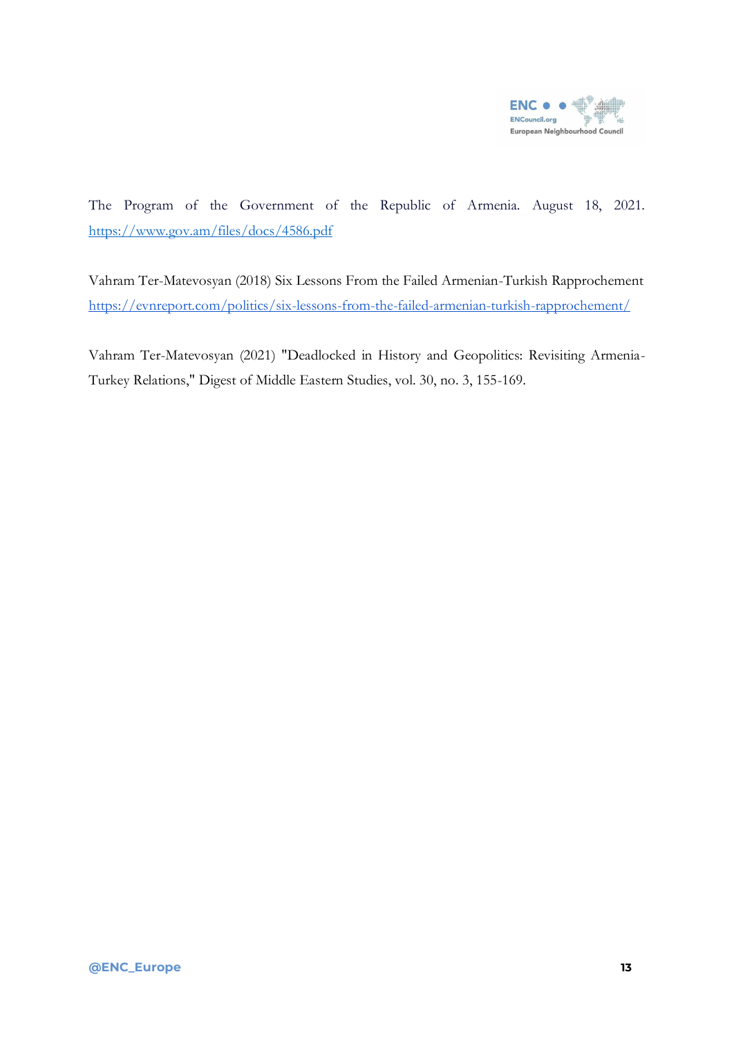The Program of the Government of the Republic of Armenia. August 18, 2021. https://www.gov.am/files/docs/4586.pdf

Vahram Ter-Matevosyan (2018) Six Lessons From the Failed Armenian-Turkish Rapprochement https://evnreport.com/politics/six-lessons-from-the-failed-armenian-turkish-rapprochement/

Vahram Ter-Matevosyan (2021) "Deadlocked in History and Geopolitics: Revisiting Armenia-Turkey Relations," Digest of Middle Eastern Studies, vol. 30, no. 3, 155-169.